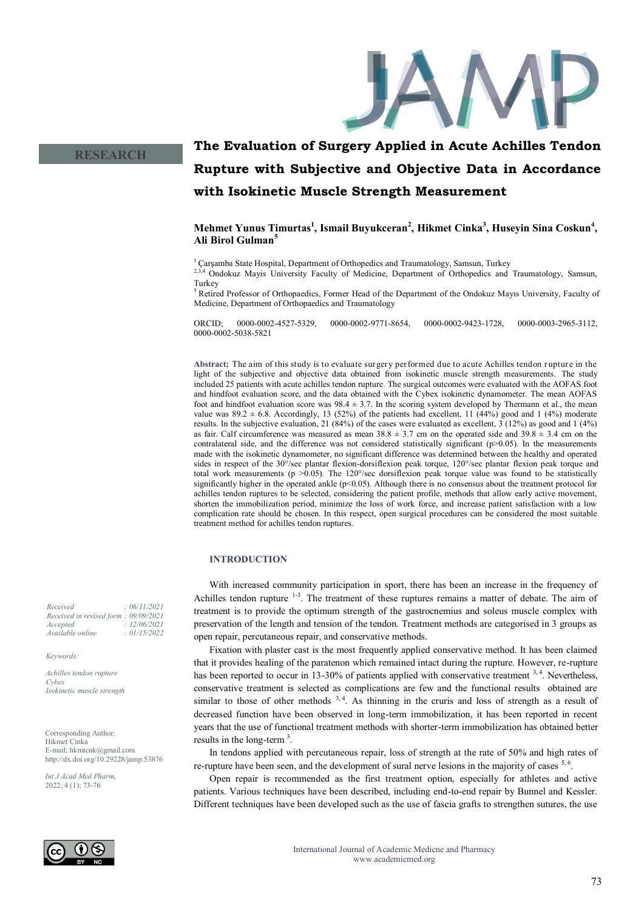RESEARCH

# The Evaluation of Surgery Applied in Acute Achilles Tendon Rupture with Subjective and Objective Data in Accordance with Isokinetic Muscle Strength Measurement

**Mehmet Yunus Timurtas[1], Ismail Buyukceran[2], Hikmet Cinka[3], Huseyin Sina Coskun[4], Ali Birol Gulman[5]**

[1] Çarşamba State Hospital, Department of Orthopedics and Traumatology, Samsun, Turkey
[2,3,4] Ondokuz Mayis University Faculty of Medicine, Department of Orthopedics and Traumatology, Samsun, Turkey
[5] Retired Professor of Orthopaedics, Former Head of the Department of the Ondokuz Mayıs University, Faculty of Medicine, Department of Orthopaedics and Traumatology

ORCID; 0000-0002-4527-5329, 0000-0002-9771-8654, 0000-0002-9423-1728, 0000-0003-2965-3112, 0000-0002-5038-5821

**Abstract;** The aim of this study is to evaluate surgery performed due to acute Achilles tendon rupture in the light of the subjective and objective data obtained from isokinetic muscle strength measurements. The study included 25 patients with acute achilles tendon rupture. The surgical outcomes were evaluated with the AOFAS foot and hindfoot evaluation score, and the data obtained with the Cybex isokinetic dynamometer. The mean AOFAS foot and hindfoot evaluation score was 98.4 ± 3.7. In the scoring system developed by Thermann et al., the mean value was 89.2 ± 6.8. Accordingly, 13 (52%) of the patients had excellent, 11 (44%) good and 1 (4%) moderate results. In the subjective evaluation, 21 (84%) of the cases were evaluated as excellent, 3 (12%) as good and 1 (4%) as fair. Calf circumference was measured as mean 38.8 ± 3.7 cm on the operated side and 39.8 ± 3.4 cm on the contralateral side, and the difference was not considered statistically significant ($p>0.05$). In the measurements made with the isokinetic dynamometer, no significant difference was determined between the healthy and operated sides in respect of the 30°/sec plantar flexion-dorsiflexion peak torque, 120°/sec plantar flexion peak torque and total work measurements ($p >0.05$). The 120°/sec dorsiflexion peak torque value was found to be statistically significantly higher in the operated ankle ($p<0.05$). Although there is no consensus about the treatment protocol for achilles tendon ruptures to be selected, considering the patient profile, methods that allow early active movement, shorten the immobilization period, minimize the loss of work force, and increase patient satisfaction with a low complication rate should be chosen. In this respect, open surgical procedures can be considered the most suitable treatment method for achilles tendon ruptures.

*Received : 06/11/2021*
*Received in revised form : 09/09/2021*
*Accepted : 12/06/2021*
*Available online : 01/15/2022*

*Keywords:*

*Achilles tendon rupture*
*Cybex*
*Isokinetic muscle strength*

Corresponding Author:
Hikmet Cinka
E-mail; hkmtcnk@gmail.com
http://dx.doi.org/10.29228/jamp.53876

*Int J Acad Med Pharm,*
2022; 4 (1); 73-76

## INTRODUCTION

With increased community participation in sport, there has been an increase in the frequency of Achilles tendon rupture [1-3]. The treatment of these ruptures remains a matter of debate. The aim of treatment is to provide the optimum strength of the gastrocnemius and soleus muscle complex with preservation of the length and tension of the tendon. Treatment methods are categorised in 3 groups as open repair, percutaneous repair, and conservative methods.

Fixation with plaster cast is the most frequently applied conservative method. It has been claimed that it provides healing of the paratenon which remained intact during the rupture. However, re-rupture has been reported to occur in 13-30% of patients applied with conservative treatment [3, 4]. Nevertheless, conservative treatment is selected as complications are few and the functional results obtained are similar to those of other methods [3, 4]. As thinning in the cruris and loss of strength as a result of decreased function have been observed in long-term immobilization, it has been reported in recent years that the use of functional treatment methods with shorter-term immobilization has obtained better results in the long-term [3].

In tendons applied with percutaneous repair, loss of strength at the rate of 50% and high rates of re-rupture have been seen, and the development of sural nerve lesions in the majority of cases [5, 6].

Open repair is recommended as the first treatment option, especially for athletes and active patients. Various techniques have been described, including end-to-end repair by Bunnel and Kessler. Different techniques have been developed such as the use of fascia grafts to strengthen sutures, the use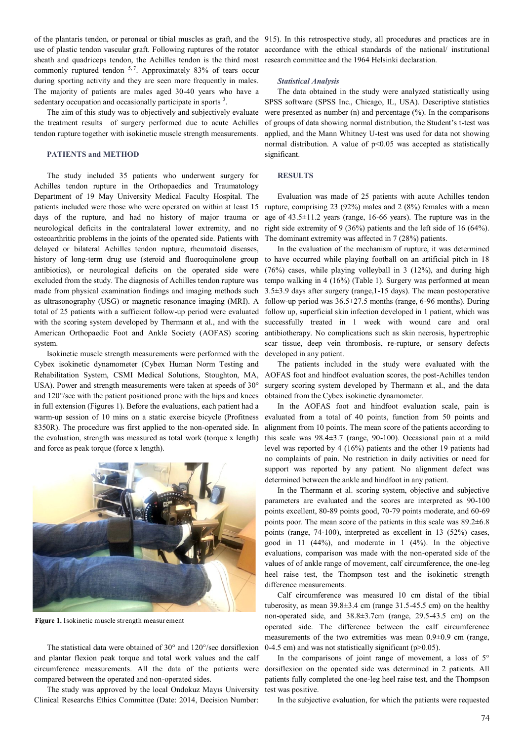of the plantaris tendon, or peroneal or tibial muscles as graft, and the use of plastic tendon vascular graft. Following ruptures of the rotator sheath and quadriceps tendon, the Achilles tendon is the third most commonly ruptured tendon [5,7]. Approximately 83% of tears occur during sporting activity and they are seen more frequently in males. The majority of patients are males aged 30-40 years who have a sedentary occupation and occasionally participate in sports [3].

The aim of this study was to objectively and subjectively evaluate the treatment results of surgery performed due to acute Achilles tendon rupture together with isokinetic muscle strength measurements.

## PATIENTS and METHOD

The study included 35 patients who underwent surgery for Achilles tendon rupture in the Orthopaedics and Traumatology Department of 19 May University Medical Faculty Hospital. The patients included were those who were operated on within at least 15 days of the rupture, and had no history of major trauma or neurological deficits in the contralateral lower extremity, and no osteoarthritic problems in the joints of the operated side. Patients with delayed or bilateral Achilles tendon rupture, rheumatoid diseases, history of long-term drug use (steroid and fluoroquinolone group antibiotics), or neurological deficits on the operated side were excluded from the study. The diagnosis of Achilles tendon rupture was made from physical examination findings and imaging methods such as ultrasonography (USG) or magnetic resonance imaging (MRI). A total of 25 patients with a sufficient follow-up period were evaluated with the scoring system developed by Thermann et al., and with the American Orthopaedic Foot and Ankle Society (AOFAS) scoring system.

Isokinetic muscle strength measurements were performed with the Cybex isokinetic dynamometer (Cybex Human Norm Testing and Rehabilitation System, CSMI Medical Solutions, Stoughton, MA, USA). Power and strength measurements were taken at speeds of 30° and 120°/sec with the patient positioned prone with the hips and knees in full extension (Figures 1). Before the evaluations, each patient had a warm-up session of 10 mins on a static exercise bicycle (Profitness 8350R). The procedure was first applied to the non-operated side. In the evaluation, strength was measured as total work (torque x length) and force as peak torque (force x length).

**Figure 1.** Isokinetic muscle strength measurement

The statistical data were obtained of 30° and 120°/sec dorsiflexion and plantar flexion peak torque and total work values and the calf circumference measurements. All the data of the patients were compared between the operated and non-operated sides.

The study was approved by the local Ondokuz Mayıs University Clinical Researchs Ethics Committee (Date: 2014, Decision Number: 915). In this retrospective study, all procedures and practices are in accordance with the ethical standards of the national/ institutional research committee and the 1964 Helsinki declaration.

### *Statistical Analysis*

The data obtained in the study were analyzed statistically using SPSS software (SPSS Inc., Chicago, IL, USA). Descriptive statistics were presented as number (n) and percentage (%). In the comparisons of groups of data showing normal distribution, the Student's t-test was applied, and the Mann Whitney U-test was used for data not showing normal distribution. A value of $p<0.05$ was accepted as statistically significant.

## RESULTS

Evaluation was made of 25 patients with acute Achilles tendon rupture, comprising 23 (92%) males and 2 (8%) females with a mean age of 43.5±11.2 years (range, 16-66 years). The rupture was in the right side extremity of 9 (36%) patients and the left side of 16 (64%). The dominant extremity was affected in 7 (28%) patients.

In the evaluation of the mechanism of rupture, it was determined to have occurred while playing football on an artificial pitch in 18 (76%) cases, while playing volleyball in 3 (12%), and during high tempo walking in 4 (16%) (Table 1). Surgery was performed at mean 3.5±3.9 days after surgery (range,1-15 days). The mean postoperative follow-up period was 36.5±27.5 months (range, 6-96 months). During follow up, superficial skin infection developed in 1 patient, which was successfully treated in 1 week with wound care and oral antibiotherapy. No complications such as skin necrosis, hypertrophic scar tissue, deep vein thrombosis, re-rupture, or sensory defects developed in any patient.

The patients included in the study were evaluated with the AOFAS foot and hindfoot evaluation scores, the post-Achilles tendon surgery scoring system developed by Thermann et al., and the data obtained from the Cybex isokinetic dynamometer.

In the AOFAS foot and hindfoot evaluation scale, pain is evaluated from a total of 40 points, function from 50 points and alignment from 10 points. The mean score of the patients according to this scale was 98.4±3.7 (range, 90-100). Occasional pain at a mild level was reported by 4 (16%) patients and the other 19 patients had no complaints of pain. No restriction in daily activities or need for support was reported by any patient. No alignment defect was determined between the ankle and hindfoot in any patient.

In the Thermann et al. scoring system, objective and subjective parameters are evaluated and the scores are interpreted as 90-100 points excellent, 80-89 points good, 70-79 points moderate, and 60-69 points poor. The mean score of the patients in this scale was 89.2±6.8 points (range, 74-100), interpreted as excellent in 13 (52%) cases, good in 11 (44%), and moderate in 1 (4%). In the objective evaluations, comparison was made with the non-operated side of the values of of ankle range of movement, calf circumference, the one-leg heel raise test, the Thompson test and the isokinetic strength difference measurements.

Calf circumference was measured 10 cm distal of the tibial tuberosity, as mean 39.8±3.4 cm (range 31.5-45.5 cm) on the healthy non-operated side, and 38.8±3.7cm (range, 29.5-43.5 cm) on the operated side. The difference between the calf circumference measurements of the two extremities was mean 0.9±0.9 cm (range, 0-4.5 cm) and was not statistically significant ($p>0.05$).

In the comparisons of joint range of movement, a loss of 5° dorsiflexion on the operated side was determined in 2 patients. All patients fully completed the one-leg heel raise test, and the Thompson test was positive.

In the subjective evaluation, for which the patients were requested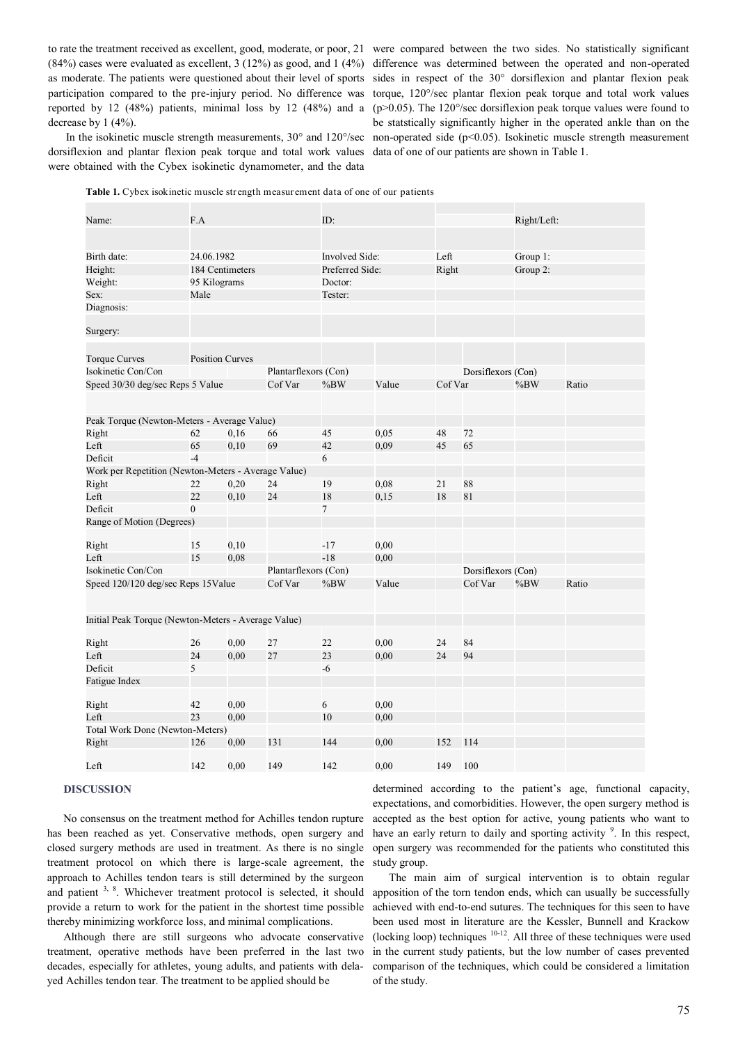to rate the treatment received as excellent, good, moderate, or poor, 21 (84%) cases were evaluated as excellent, 3 (12%) as good, and 1 (4%) as moderate. The patients were questioned about their level of sports participation compared to the pre-injury period. No difference was reported by 12 (48%) patients, minimal loss by 12 (48%) and a decrease by 1 (4%).

In the isokinetic muscle strength measurements, 30° and 120°/sec dorsiflexion and plantar flexion peak torque and total work values were obtained with the Cybex isokinetic dynamometer, and the data were compared between the two sides. No statistically significant difference was determined between the operated and non-operated sides in respect of the 30° dorsiflexion and plantar flexion peak torque, 120°/sec plantar flexion peak torque and total work values ($p>0.05$). The 120°/sec dorsiflexion peak torque values were found to be statstically significantly higher in the operated ankle than on the non-operated side ($p<0.05$). Isokinetic muscle strength measurement data of one of our patients are shown in Table 1.

**Table 1.** Cybex isokinetic muscle strength measurement data of one of our patients

| | | | | | | | | | |
|---|---|---|---|---|---|---|---|---|---|
| Name: | F.A | | | ID: | | | | Right/Left: | |
| Birth date: | 24.06.1982 | | | Involved Side: | | Left | | Group 1: | |
| Height: | 184 Centimeters | | | Preferred Side: | | Right | | Group 2: | |
| Weight: | 95 Kilograms | | | Doctor: | | | | | |
| Sex: | Male | | | Tester: | | | | | |
| Diagnosis: | | | | | | | | | |
| Surgery: | | | | | | | | | |
| Torque Curves | Position Curves | | | | | | | | |
| Isokinetic Con/Con | | | Plantarflexors (Con) | | | | Dorsiflexors (Con) | | |
| Speed 30/30 deg/sec Reps 5 Value | | | Cof Var | %BW | Value | Cof Var | | %BW | Ratio |
| Peak Torque (Newton-Meters - Average Value) | | | | | | | | | |
| Right | 62 | 0,16 | 66 | 45 | 0,05 | 48 | 72 | | |
| Left | 65 | 0,10 | 69 | 42 | 0,09 | 45 | 65 | | |
| Deficit | -4 | | | 6 | | | | | |
| Work per Repetition (Newton-Meters - Average Value) | | | | | | | | | |
| Right | 22 | 0,20 | 24 | 19 | 0,08 | 21 | 88 | | |
| Left | 22 | 0,10 | 24 | 18 | 0,15 | 18 | 81 | | |
| Deficit | 0 | | | 7 | | | | | |
| Range of Motion (Degrees) | | | | | | | | | |
| Right | 15 | 0,10 | | -17 | 0,00 | | | | |
| Left | 15 | 0,08 | | -18 | 0,00 | | | | |
| Isokinetic Con/Con | | | Plantarflexors (Con) | | | | Dorsiflexors (Con) | | |
| Speed 120/120 deg/sec Reps 15Value | | | Cof Var | %BW | Value | | Cof Var | %BW | Ratio |
| Initial Peak Torque (Newton-Meters - Average Value) | | | | | | | | | |
| Right | 26 | 0,00 | 27 | 22 | 0,00 | 24 | 84 | | |
| Left | 24 | 0,00 | 27 | 23 | 0,00 | 24 | 94 | | |
| Deficit | 5 | | | -6 | | | | | |
| Fatigue Index | | | | | | | | | |
| Right | 42 | 0,00 | | 6 | 0,00 | | | | |
| Left | 23 | 0,00 | | 10 | 0,00 | | | | |
| Total Work Done (Newton-Meters) | | | | | | | | | |
| Right | 126 | 0,00 | 131 | 144 | 0,00 | 152 | 114 | | |
| Left | 142 | 0,00 | 149 | 142 | 0,00 | 149 | 100 | | |

## DISCUSSION

No consensus on the treatment method for Achilles tendon rupture has been reached as yet. Conservative methods, open surgery and closed surgery methods are used in treatment. As there is no single treatment protocol on which there is large-scale agreement, the approach to Achilles tendon tears is still determined by the surgeon and patient [3, 8]. Whichever treatment protocol is selected, it should provide a return to work for the patient in the shortest time possible thereby minimizing workforce loss, and minimal complications.

Although there are still surgeons who advocate conservative treatment, operative methods have been preferred in the last two decades, especially for athletes, young adults, and patients with delayed Achilles tendon tear. The treatment to be applied should be determined according to the patient's age, functional capacity, expectations, and comorbidities. However, the open surgery method is accepted as the best option for active, young patients who want to have an early return to daily and sporting activity [9]. In this respect, open surgery was recommended for the patients who constituted this study group.

The main aim of surgical intervention is to obtain regular apposition of the torn tendon ends, which can usually be successfully achieved with end-to-end sutures. The techniques for this seen to have been used most in literature are the Kessler, Bunnell and Krackow (locking loop) techniques [10-12]. All three of these techniques were used in the current study patients, but the low number of cases prevented comparison of the techniques, which could be considered a limitation of the study.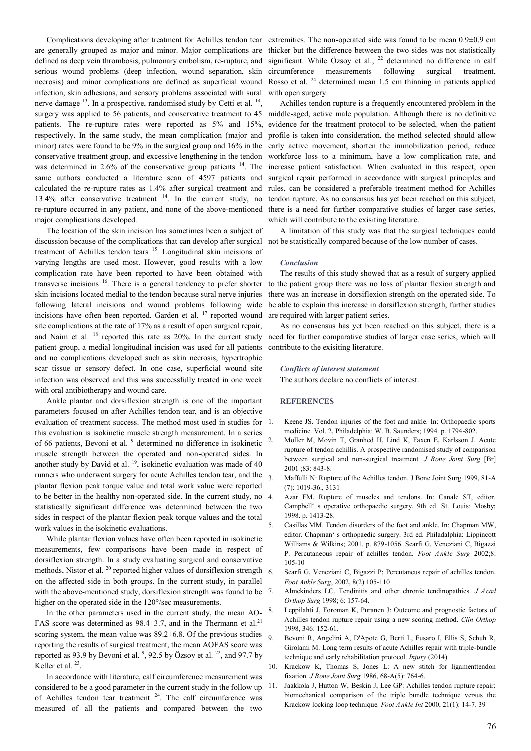Complications developing after treatment for Achilles tendon tear are generally grouped as major and minor. Major complications are defined as deep vein thrombosis, pulmonary embolism, re-rupture, and serious wound problems (deep infection, wound separation, skin necrosis) and minor complications are defined as superficial wound infection, skin adhesions, and sensory problems associated with sural nerve damage [13]. In a prospective, randomised study by Cetti et al. [14], surgery was applied to 56 patients, and conservative treatment to 45 patients. The re-rupture rates were reported as 5% and 15%, respectively. In the same study, the mean complication (major and minor) rates were found to be 9% in the surgical group and 16% in the conservative treatment group, and excessive lengthening in the tendon was determined in 2.6% of the conservative group patients [14]. The same authors conducted a literature scan of 4597 patients and calculated the re-rupture rates as 1.4% after surgical treatment and 13.4% after conservative treatment [14]. In the current study, no re-rupture occurred in any patient, and none of the above-mentioned major complications developed.

The location of the skin incision has sometimes been a subject of discussion because of the complications that can develop after surgical treatment of Achilles tendon tears [15]. Longitudinal skin incisions of varying lengths are used most. However, good results with a low complication rate have been reported to have been obtained with transverse incisions [16]. There is a general tendency to prefer shorter skin incisions located medial to the tendon because sural nerve injuries following lateral incisions and wound problems following wide incisions have often been reported. Garden et al. [17] reported wound site complications at the rate of 17% as a result of open surgical repair, and Naim et al. [18] reported this rate as 20%. In the current study patient group, a medial longitudinal incision was used for all patients and no complications developed such as skin necrosis, hypertrophic scar tissue or sensory defect. In one case, superficial wound site infection was observed and this was successfully treated in one week with oral antibiotherapy and wound care.

Ankle plantar and dorsiflexion strength is one of the important parameters focused on after Achilles tendon tear, and is an objective evaluation of treatment success. The method most used in studies for this evaluation is isokinetic muscle strength measurement. In a series of 66 patients, Bevoni et al. [9] determined no difference in isokinetic muscle strength between the operated and non-operated sides. In another study by David et al. [19], isokinetic evaluation was made of 40 runners who underwent surgery for acute Achilles tendon tear, and the plantar flexion peak torque value and total work value were reported to be better in the healthy non-operated side. In the current study, no statistically significant difference was determined between the two sides in respect of the plantar flexion peak torque values and the total work values in the isokinetic evaluations.

While plantar flexion values have often been reported in isokinetic measurements, few comparisons have been made in respect of dorsiflexion strength. In a study evaluating surgical and conservative methods, Nistor et al. [20] reported higher values of dorsiflexion strength on the affected side in both groups. In the current study, in parallel with the above-mentioned study, dorsiflexion strength was found to be higher on the operated side in the 120°/sec measurements.

In the other parameters used in the current study, the mean AOFAS score was determined as 98.4±3.7, and in the Thermann et al.[21] scoring system, the mean value was 89.2±6.8. Of the previous studies reporting the results of surgical treatment, the mean AOFAS score was reported as 93.9 by Bevoni et al. [9], 92.5 by Özsoy et al. [22], and 97.7 by Keller et al. [23].

In accordance with literature, calf circumference measurement was considered to be a good parameter in the current study in the follow up of Achilles tendon tear treatment [24]. The calf circumference was measured of all the patients and compared between the two extremities. The non-operated side was found to be mean 0.9±0.9 cm thicker but the difference between the two sides was not statistically significant. While Özsoy et al., [22] determined no difference in calf circumference measurements following surgical treatment, Rosso et al. [24] determined mean 1.5 cm thinning in patients applied with open surgery.

Achilles tendon rupture is a frequently encountered problem in the middle-aged, active male population. Although there is no definitive evidence for the treatment protocol to be selected, when the patient profile is taken into consideration, the method selected should allow early active movement, shorten the immobilization period, reduce workforce loss to a minimum, have a low complication rate, and increase patient satisfaction. When evaluated in this respect, open surgical repair performed in accordance with surgical principles and rules, can be considered a preferable treatment method for Achilles tendon rupture. As no consensus has yet been reached on this subject, there is a need for further comparative studies of larger case series, which will contribute to the exisiting literature.

A limitation of this study was that the surgical techniques could not be statistically compared because of the low number of cases.

### *Conclusion*

The results of this study showed that as a result of surgery applied to the patient group there was no loss of plantar flexion strength and there was an increase in dorsiflexion strength on the operated side. To be able to explain this increase in dorsiflexion strength, further studies are required with larger patient series.

As no consensus has yet been reached on this subject, there is a need for further comparative studies of larger case series, which will contribute to the exisiting literature.

### *Conflicts of interest statement*

The authors declare no conflicts of interest.

## REFERENCES

1. Keene JS. Tendon injuries of the foot and ankle. In: Orthopaedic sports medicine. Vol. 2, Philadelphia: W. B. Saunders; 1994. p. 1794-802.
2. Moller M, Movin T, Granhed H, Lind K, Faxen E, Karlsson J. Acute rupture of tendon achillis. A prospective randomised study of comparison between surgical and non-surgical treatment. *J Bone Joint Surg* [Br] 2001 ;83: 843-8.
3. Maffulli N: Rupture of the Achilles tendon. J Bone Joint Surg 1999, 81-A (7): 1019-36., 3131
4. Azar FM. Rupture of muscles and tendons. In: Canale ST, editor. Campbell' s operative orthopaedic surgery. 9th ed. St. Louis: Mosby; 1998. p. 1413-28.
5. Casillas MM. Tendon disorders of the foot and ankle. In: Chapman MW, editor. Chapman' s orthopaedic surgery. 3rd ed. Philadalphia: Lippincott Williams & Wilkins; 2001. p. 879-1056. Scarfi G, Veneziani C, Bigazzi P. Percutaneous repair of achilles tendon. *Foot Ankle Surg* 2002;8: 105-10
6. Scarfi G, Veneziani C, Bigazzi P; Percutaneus repair of achilles tendon. *Foot Ankle Surg*, 2002, 8(2) 105-110
7. Almekinders LC. Tendinitis and other chronic tendinopathies. *J Acad Orthop Surg* 1998; 6: 157-64.
8. Leppilahti J, Foroman K, Puranen J: Outcome and prognostic factors of Achilles tendon rupture repair using a new scoring method. *Clin Orthop* 1998, 346: 152-61.
9. Bevoni R, Angelini A, D'Apote G, Berti L, Fusaro I, Ellis S, Schuh R, Girolami M. Long term results of acute Achilles repair with triple-bundle technique and early rehabilitation protocol. *Injury* (2014)
10. Krackow K, Thomas S, Jones L: A new stitch for ligamenttendon fixation. *J Bone Joint Surg* 1986, 68-A(5): 764-6.
11. Jaakkola J, Hutton W, Beskin J, Lee GP: Achilles tendon rupture repair: biomechanical comparison of the triple bundle technique versus the Krackow locking loop technique. *Foot Ankle Int* 2000, 21(1): 14-7. 39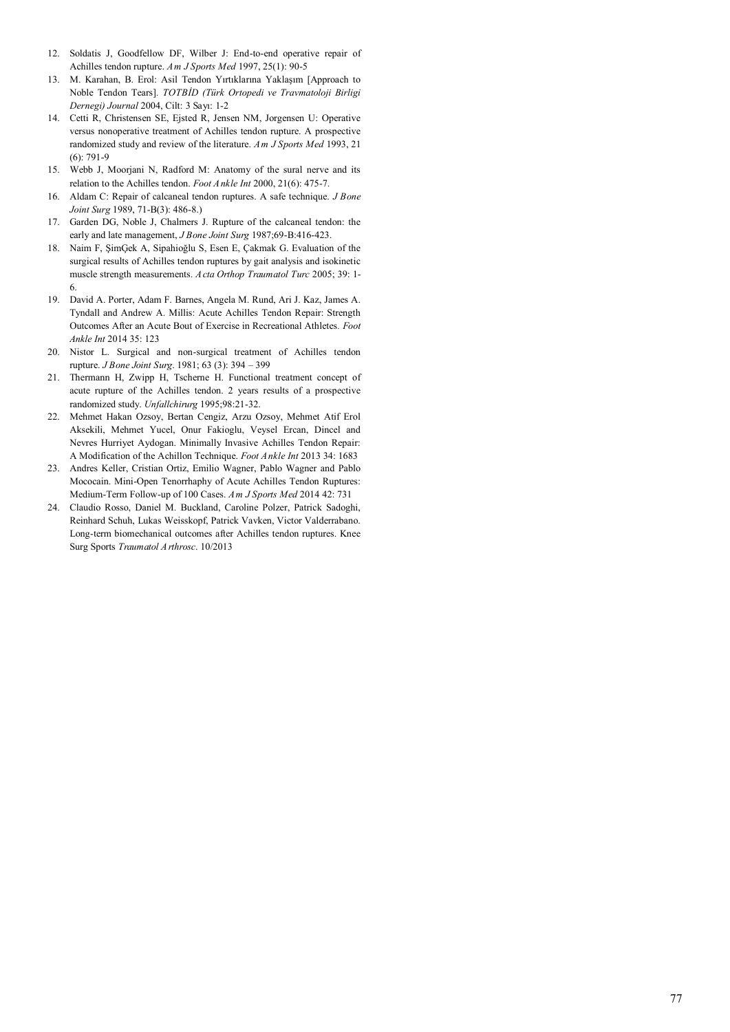12. Soldatis J, Goodfellow DF, Wilber J: End-to-end operative repair of Achilles tendon rupture. *Am J Sports Med* 1997, 25(1): 90-5
13. M. Karahan, B. Erol: Asil Tendon Yırtıklarına Yaklaşım [Approach to Noble Tendon Tears]. *TOTBİD (Türk Ortopedi ve Travmatoloji Birligi Dernegi) Journal* 2004, Cilt: 3 Sayı: 1-2
14. Cetti R, Christensen SE, Ejsted R, Jensen NM, Jorgensen U: Operative versus nonoperative treatment of Achilles tendon rupture. A prospective randomized study and review of the literature. *Am J Sports Med* 1993, 21 (6): 791-9
15. Webb J, Moorjani N, Radford M: Anatomy of the sural nerve and its relation to the Achilles tendon. *Foot Ankle Int* 2000, 21(6): 475-7.
16. Aldam C: Repair of calcaneal tendon ruptures. A safe technique. *J Bone Joint Surg* 1989, 71-B(3): 486-8.)
17. Garden DG, Noble J, Chalmers J. Rupture of the calcaneal tendon: the early and late management, *J Bone Joint Surg* 1987;69-B:416-423.
18. Naim F, ŞimĢek A, Sipahioğlu S, Esen E, Çakmak G. Evaluation of the surgical results of Achilles tendon ruptures by gait analysis and isokinetic muscle strength measurements. *Acta Orthop Traumatol Turc* 2005; 39: 1-6.
19. David A. Porter, Adam F. Barnes, Angela M. Rund, Ari J. Kaz, James A. Tyndall and Andrew A. Millis: Acute Achilles Tendon Repair: Strength Outcomes After an Acute Bout of Exercise in Recreational Athletes. *Foot Ankle Int* 2014 35: 123
20. Nistor L. Surgical and non-surgical treatment of Achilles tendon rupture. *J Bone Joint Surg*. 1981; 63 (3): 394 – 399
21. Thermann H, Zwipp H, Tscherne H. Functional treatment concept of acute rupture of the Achilles tendon. 2 years results of a prospective randomized study. *Unfallchirurg* 1995;98:21-32.
22. Mehmet Hakan Ozsoy, Bertan Cengiz, Arzu Ozsoy, Mehmet Atif Erol Aksekili, Mehmet Yucel, Onur Fakioglu, Veysel Ercan, Dincel and Nevres Hurriyet Aydogan. Minimally Invasive Achilles Tendon Repair: A Modification of the Achillon Technique. *Foot Ankle Int* 2013 34: 1683
23. Andres Keller, Cristian Ortiz, Emilio Wagner, Pablo Wagner and Pablo Mococain. Mini-Open Tenorrhaphy of Acute Achilles Tendon Ruptures: Medium-Term Follow-up of 100 Cases. *Am J Sports Med* 2014 42: 731
24. Claudio Rosso, Daniel M. Buckland, Caroline Polzer, Patrick Sadoghi, Reinhard Schuh, Lukas Weisskopf, Patrick Vavken, Victor Valderrabano. Long-term biomechanical outcomes after Achilles tendon ruptures. Knee Surg Sports *Traumatol Arthrosc*. 10/2013